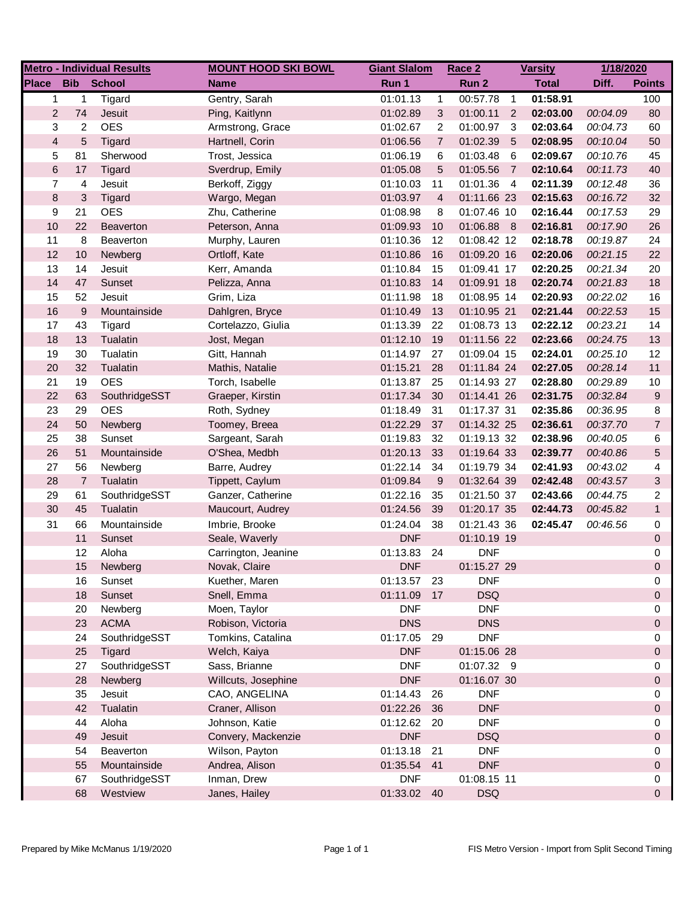| Metro - Individual Results | | | MOUNT HOOD SKI BOWL | Giant Slalom | | Race 2 | | Varsity | 1/18/2020 | |
|---|---|---|---|---|---|---|---|---|---|---|
| **Place** | **Bib** | **School** | **Name** | **Run 1** | | **Run 2** | | **Total** | **Diff.** | **Points** |
| 1 | 1 | Tigard | Gentry, Sarah | 01:01.13 | 1 | 00:57.78 | 1 | **01:58.91** | | 100 |
| 2 | 74 | Jesuit | Ping, Kaitlynn | 01:02.89 | 3 | 01:00.11 | 2 | **02:03.00** | *00:04.09* | 80 |
| 3 | 2 | OES | Armstrong, Grace | 01:02.67 | 2 | 01:00.97 | 3 | **02:03.64** | *00:04.73* | 60 |
| 4 | 5 | Tigard | Hartnell, Corin | 01:06.56 | 7 | 01:02.39 | 5 | **02:08.95** | *00:10.04* | 50 |
| 5 | 81 | Sherwood | Trost, Jessica | 01:06.19 | 6 | 01:03.48 | 6 | **02:09.67** | *00:10.76* | 45 |
| 6 | 17 | Tigard | Sverdrup, Emily | 01:05.08 | 5 | 01:05.56 | 7 | **02:10.64** | *00:11.73* | 40 |
| 7 | 4 | Jesuit | Berkoff, Ziggy | 01:10.03 | 11 | 01:01.36 | 4 | **02:11.39** | *00:12.48* | 36 |
| 8 | 3 | Tigard | Wargo, Megan | 01:03.97 | 4 | 01:11.66 | 23 | **02:15.63** | *00:16.72* | 32 |
| 9 | 21 | OES | Zhu, Catherine | 01:08.98 | 8 | 01:07.46 | 10 | **02:16.44** | *00:17.53* | 29 |
| 10 | 22 | Beaverton | Peterson, Anna | 01:09.93 | 10 | 01:06.88 | 8 | **02:16.81** | *00:17.90* | 26 |
| 11 | 8 | Beaverton | Murphy, Lauren | 01:10.36 | 12 | 01:08.42 | 12 | **02:18.78** | *00:19.87* | 24 |
| 12 | 10 | Newberg | Ortloff, Kate | 01:10.86 | 16 | 01:09.20 | 16 | **02:20.06** | *00:21.15* | 22 |
| 13 | 14 | Jesuit | Kerr, Amanda | 01:10.84 | 15 | 01:09.41 | 17 | **02:20.25** | *00:21.34* | 20 |
| 14 | 47 | Sunset | Pelizza, Anna | 01:10.83 | 14 | 01:09.91 | 18 | **02:20.74** | *00:21.83* | 18 |
| 15 | 52 | Jesuit | Grim, Liza | 01:11.98 | 18 | 01:08.95 | 14 | **02:20.93** | *00:22.02* | 16 |
| 16 | 9 | Mountainside | Dahlgren, Bryce | 01:10.49 | 13 | 01:10.95 | 21 | **02:21.44** | *00:22.53* | 15 |
| 17 | 43 | Tigard | Cortelazzo, Giulia | 01:13.39 | 22 | 01:08.73 | 13 | **02:22.12** | *00:23.21* | 14 |
| 18 | 13 | Tualatin | Jost, Megan | 01:12.10 | 19 | 01:11.56 | 22 | **02:23.66** | *00:24.75* | 13 |
| 19 | 30 | Tualatin | Gitt, Hannah | 01:14.97 | 27 | 01:09.04 | 15 | **02:24.01** | *00:25.10* | 12 |
| 20 | 32 | Tualatin | Mathis, Natalie | 01:15.21 | 28 | 01:11.84 | 24 | **02:27.05** | *00:28.14* | 11 |
| 21 | 19 | OES | Torch, Isabelle | 01:13.87 | 25 | 01:14.93 | 27 | **02:28.80** | *00:29.89* | 10 |
| 22 | 63 | SouthridgeSST | Graeper, Kirstin | 01:17.34 | 30 | 01:14.41 | 26 | **02:31.75** | *00:32.84* | 9 |
| 23 | 29 | OES | Roth, Sydney | 01:18.49 | 31 | 01:17.37 | 31 | **02:35.86** | *00:36.95* | 8 |
| 24 | 50 | Newberg | Toomey, Breea | 01:22.29 | 37 | 01:14.32 | 25 | **02:36.61** | *00:37.70* | 7 |
| 25 | 38 | Sunset | Sargeant, Sarah | 01:19.83 | 32 | 01:19.13 | 32 | **02:38.96** | *00:40.05* | 6 |
| 26 | 51 | Mountainside | O'Shea, Medbh | 01:20.13 | 33 | 01:19.64 | 33 | **02:39.77** | *00:40.86* | 5 |
| 27 | 56 | Newberg | Barre, Audrey | 01:22.14 | 34 | 01:19.79 | 34 | **02:41.93** | *00:43.02* | 4 |
| 28 | 7 | Tualatin | Tippett, Caylum | 01:09.84 | 9 | 01:32.64 | 39 | **02:42.48** | *00:43.57* | 3 |
| 29 | 61 | SouthridgeSST | Ganzer, Catherine | 01:22.16 | 35 | 01:21.50 | 37 | **02:43.66** | *00:44.75* | 2 |
| 30 | 45 | Tualatin | Maucourt, Audrey | 01:24.56 | 39 | 01:20.17 | 35 | **02:44.73** | *00:45.82* | 1 |
| 31 | 66 | Mountainside | Imbrie, Brooke | 01:24.04 | 38 | 01:21.43 | 36 | **02:45.47** | *00:46.56* | 0 |
| | 11 | Sunset | Seale, Waverly | DNF | | 01:10.19 | 19 | | | 0 |
| | 12 | Aloha | Carrington, Jeanine | 01:13.83 | 24 | DNF | | | | 0 |
| | 15 | Newberg | Novak, Claire | DNF | | 01:15.27 | 29 | | | 0 |
| | 16 | Sunset | Kuether, Maren | 01:13.57 | 23 | DNF | | | | 0 |
| | 18 | Sunset | Snell, Emma | 01:11.09 | 17 | DSQ | | | | 0 |
| | 20 | Newberg | Moen, Taylor | DNF | | DNF | | | | 0 |
| | 23 | ACMA | Robison, Victoria | DNS | | DNS | | | | 0 |
| | 24 | SouthridgeSST | Tomkins, Catalina | 01:17.05 | 29 | DNF | | | | 0 |
| | 25 | Tigard | Welch, Kaiya | DNF | | 01:15.06 | 28 | | | 0 |
| | 27 | SouthridgeSST | Sass, Brianne | DNF | | 01:07.32 | 9 | | | 0 |
| | 28 | Newberg | Willcuts, Josephine | DNF | | 01:16.07 | 30 | | | 0 |
| | 35 | Jesuit | CAO, ANGELINA | 01:14.43 | 26 | DNF | | | | 0 |
| | 42 | Tualatin | Craner, Allison | 01:22.26 | 36 | DNF | | | | 0 |
| | 44 | Aloha | Johnson, Katie | 01:12.62 | 20 | DNF | | | | 0 |
| | 49 | Jesuit | Convery, Mackenzie | DNF | | DSQ | | | | 0 |
| | 54 | Beaverton | Wilson, Payton | 01:13.18 | 21 | DNF | | | | 0 |
| | 55 | Mountainside | Andrea, Alison | 01:35.54 | 41 | DNF | | | | 0 |
| | 67 | SouthridgeSST | Inman, Drew | DNF | | 01:08.15 | 11 | | | 0 |
| | 68 | Westview | Janes, Hailey | 01:33.02 | 40 | DSQ | | | | 0 |

Prepared by Mike McManus 1/19/2020 FIS Metro Version - Import from Split Second Timing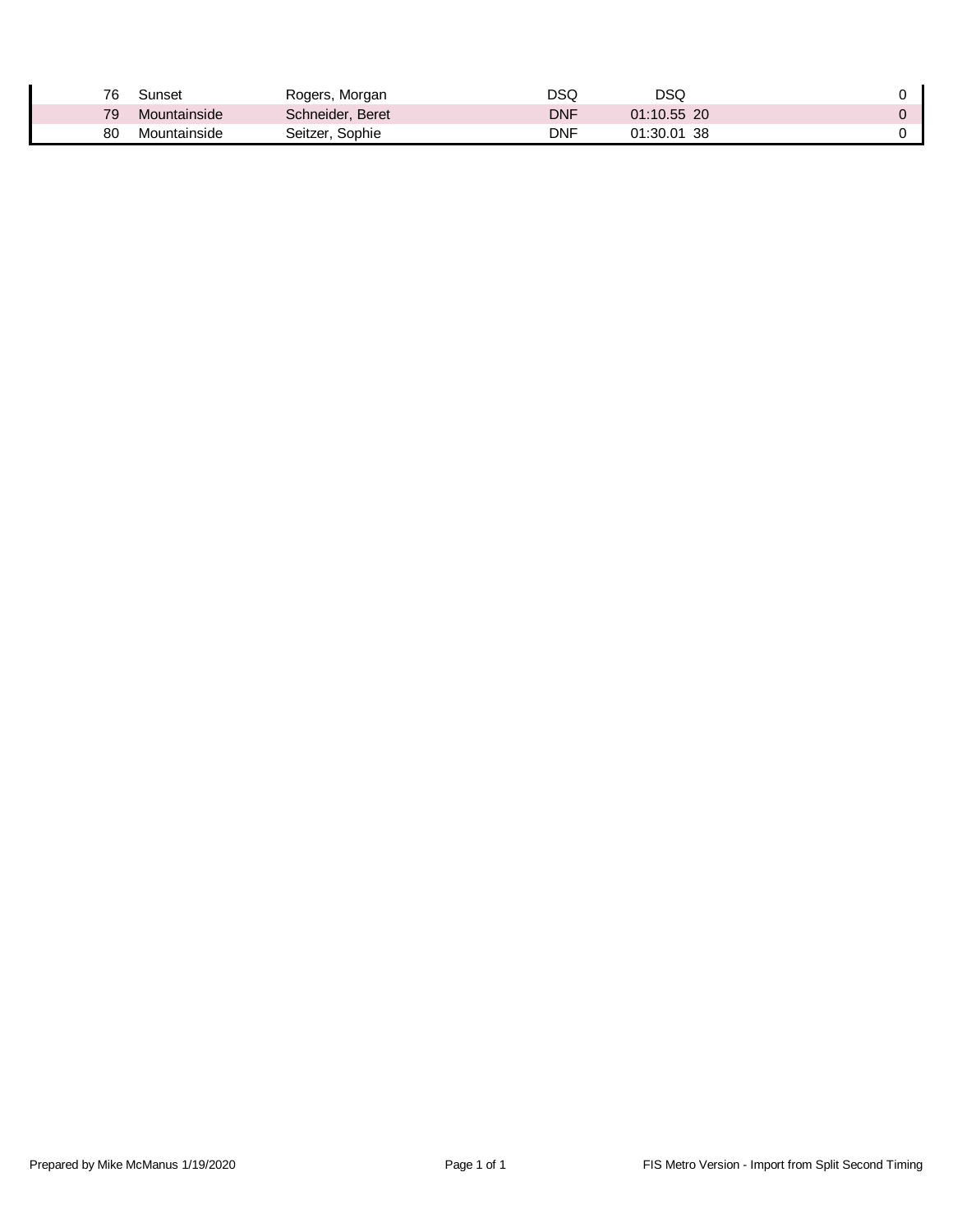| | | | | | |
|---|---|---|---|---|---|
| 76 | Sunset | Rogers, Morgan | DSQ | DSQ | 0 |
| 79 | Mountainside | Schneider, Beret | DNF | 01:10.55 20 | 0 |
| 80 | Mountainside | Seitzer, Sophie | DNF | 01:30.01 38 | 0 |

Prepared by Mike McManus 1/19/2020

FIS Metro Version - Import from Split Second Timing